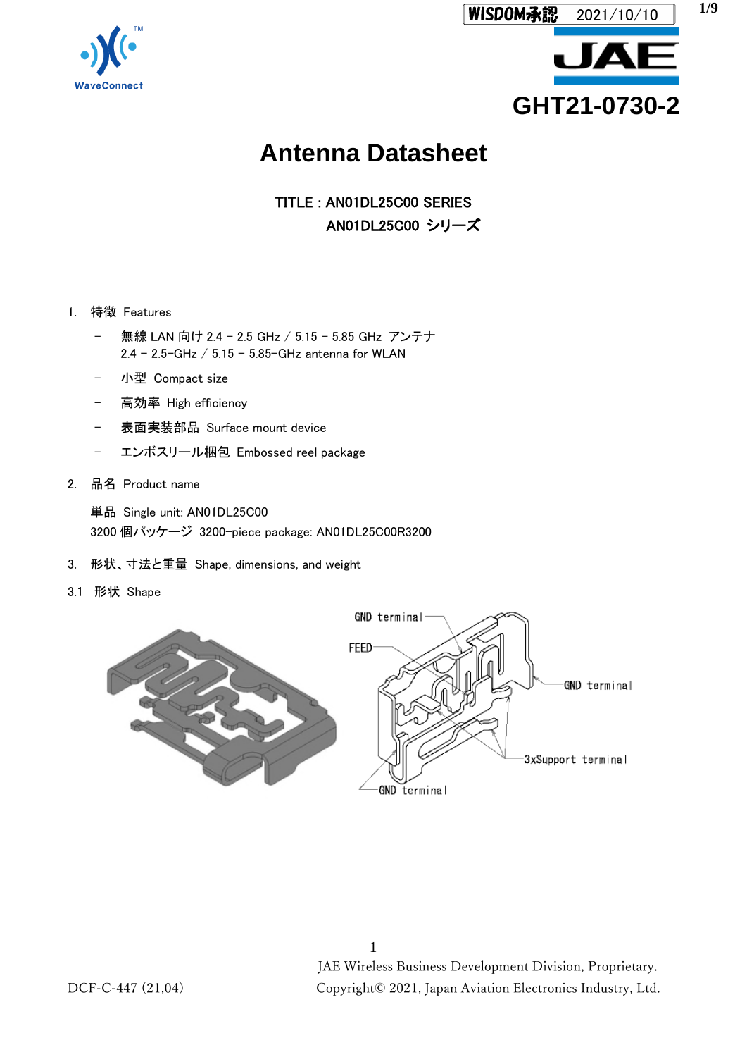WISDOM承認 2021/10/10

GHT21-0730-2

# Antenna Datasheet

TITLE : AN01DL25C00 SERIES
AN01DL25C00 シリーズ

1. 特徴 Features
   - 無線 LAN 向け 2.4 – 2.5 GHz / 5.15 – 5.85 GHz アンテナ
     2.4 – 2.5-GHz / 5.15 – 5.85-GHz antenna for WLAN
   - 小型 Compact size
   - 高効率 High efficiency
   - 表面実装部品 Surface mount device
   - エンボスリール梱包 Embossed reel package

2. 品名 Product name

   単品 Single unit: AN01DL25C00
   3200 個パッケージ 3200-piece package: AN01DL25C00R3200

3. 形状、寸法と重量 Shape, dimensions, and weight

3.1 形状 Shape

GND terminal
FEED
GND terminal
3xSupport terminal
GND terminal

JAE Wireless Business Development Division, Proprietary.
Copyright© 2021, Japan Aviation Electronics Industry, Ltd.

DCF-C-447 (21,04)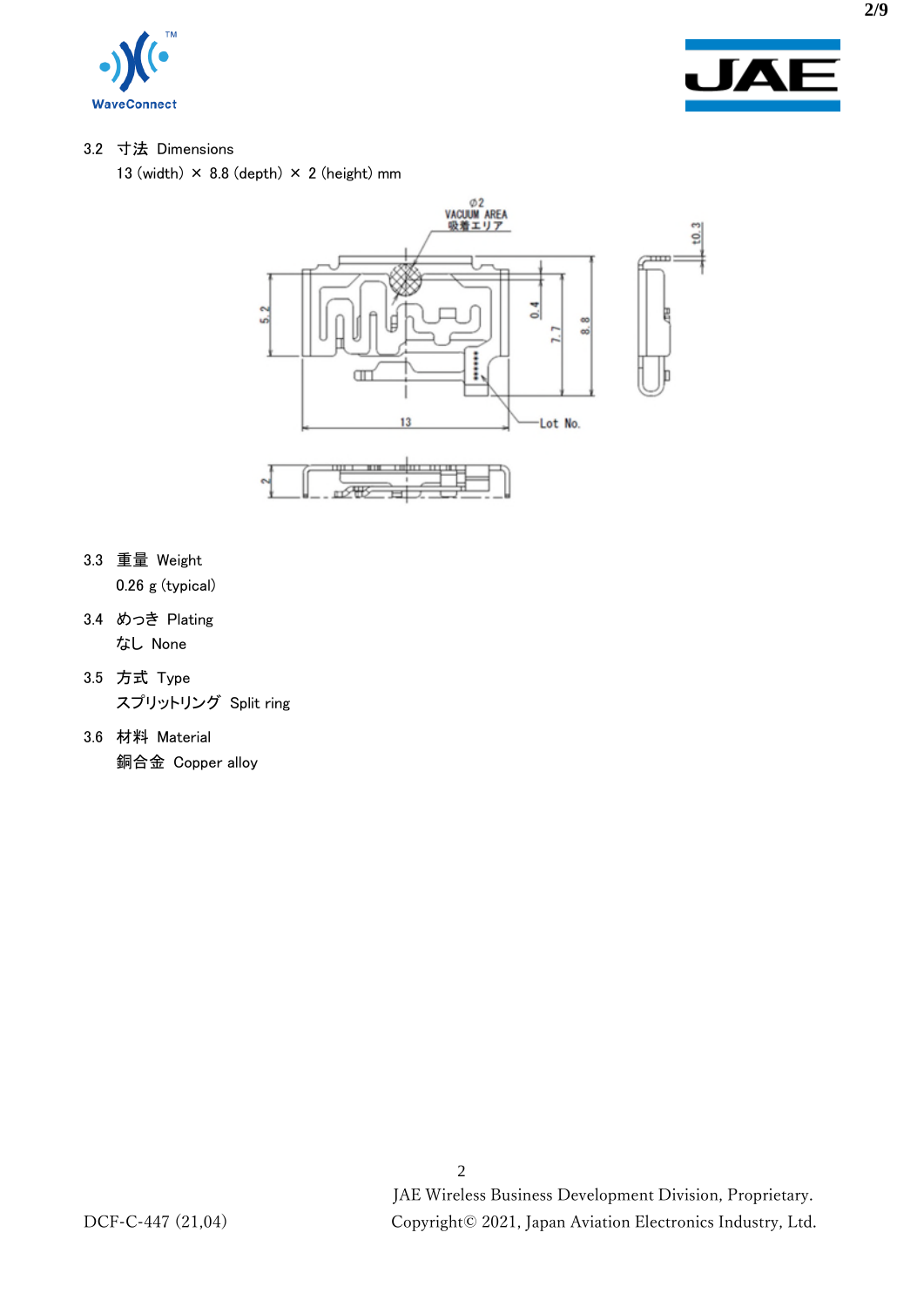3.2　寸法　Dimensions

13 (width) × 8.8 (depth) × 2 (height) mm

3.3　重量　Weight

0.26 g (typical)

3.4　めっき　Plating

なし　None

3.5　方式　Type

スプリットリング　Split ring

3.6　材料　Material

銅合金　Copper alloy

JAE Wireless Business Development Division, Proprietary.

DCF-C-447 (21,04)　Copyright© 2021, Japan Aviation Electronics Industry, Ltd.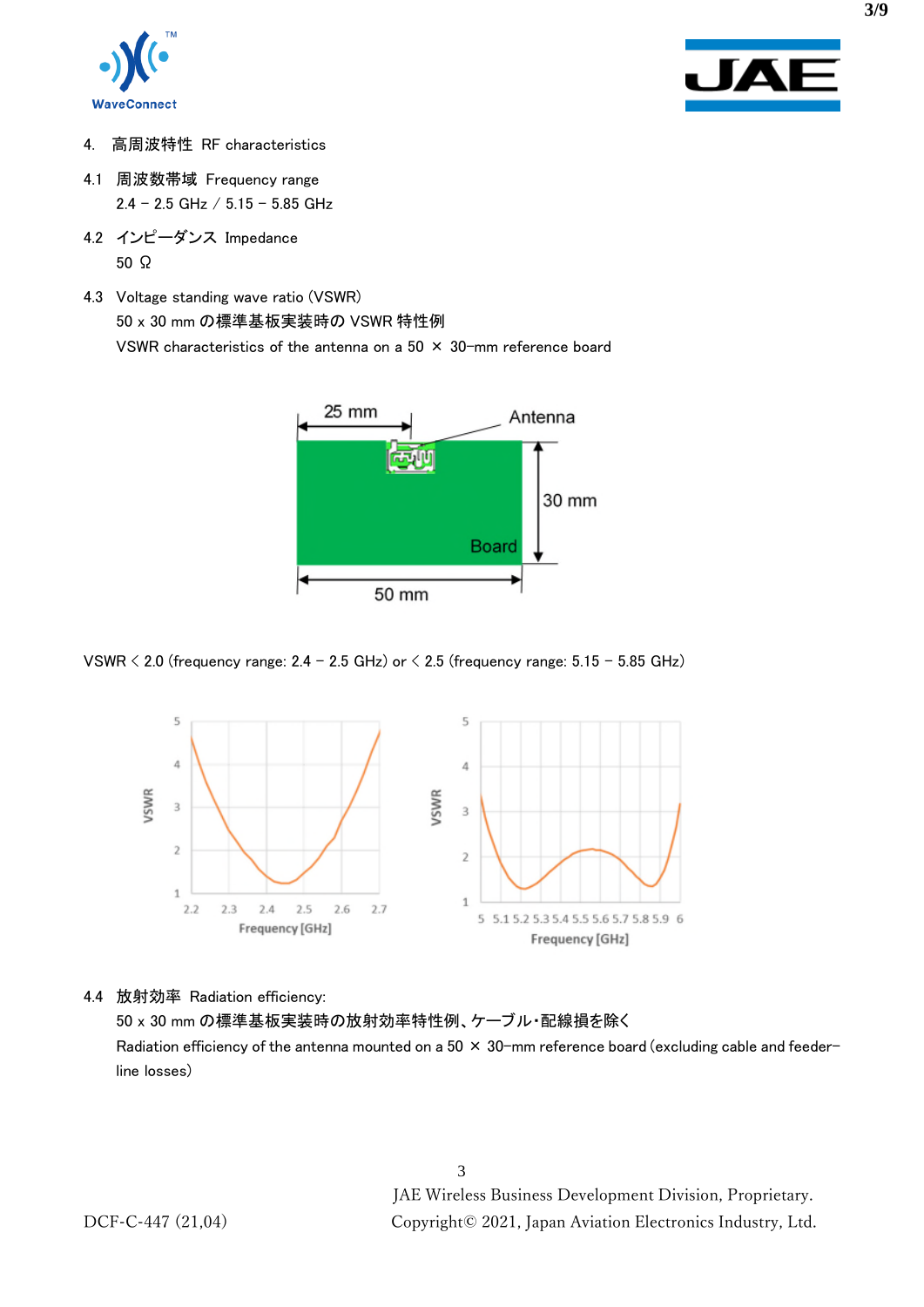## 4. 高周波特性 RF characteristics

### 4.1 周波数帯域 Frequency range

2.4 – 2.5 GHz / 5.15 – 5.85 GHz

### 4.2 インピーダンス Impedance

50 Ω

### 4.3 Voltage standing wave ratio (VSWR)

50 x 30 mm の標準基板実装時の VSWR 特性例

VSWR characteristics of the antenna on a 50 × 30-mm reference board

VSWR < 2.0 (frequency range: 2.4 – 2.5 GHz) or < 2.5 (frequency range: 5.15 – 5.85 GHz)

### 4.4 放射効率 Radiation efficiency:

50 x 30 mm の標準基板実装時の放射効率特性例、ケーブル・配線損を除く

Radiation efficiency of the antenna mounted on a 50 × 30-mm reference board (excluding cable and feeder-line losses)

JAE Wireless Business Development Division, Proprietary.

DCF-C-447 (21,04) Copyright© 2021, Japan Aviation Electronics Industry, Ltd.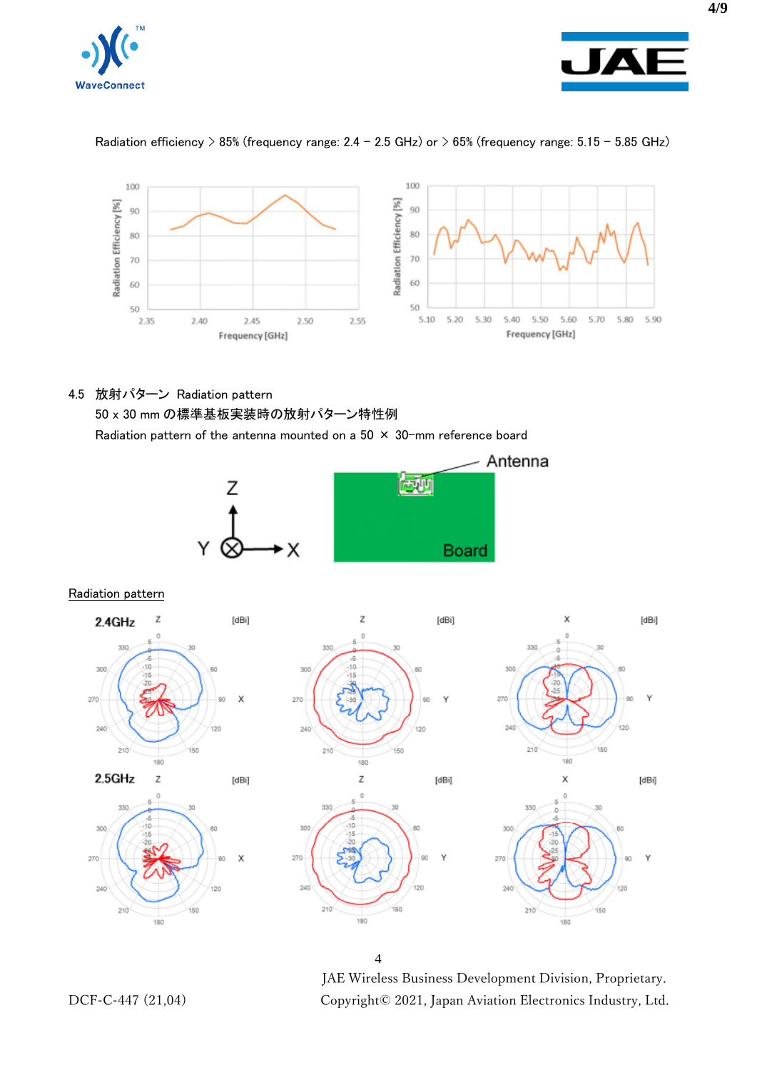Radiation efficiency > 85% (frequency range: 2.4 – 2.5 GHz) or > 65% (frequency range: 5.15 – 5.85 GHz)

## 4.5 放射パターン Radiation pattern

50 x 30 mm の標準基板実装時の放射パターン特性例

Radiation pattern of the antenna mounted on a 50 × 30-mm reference board

Radiation pattern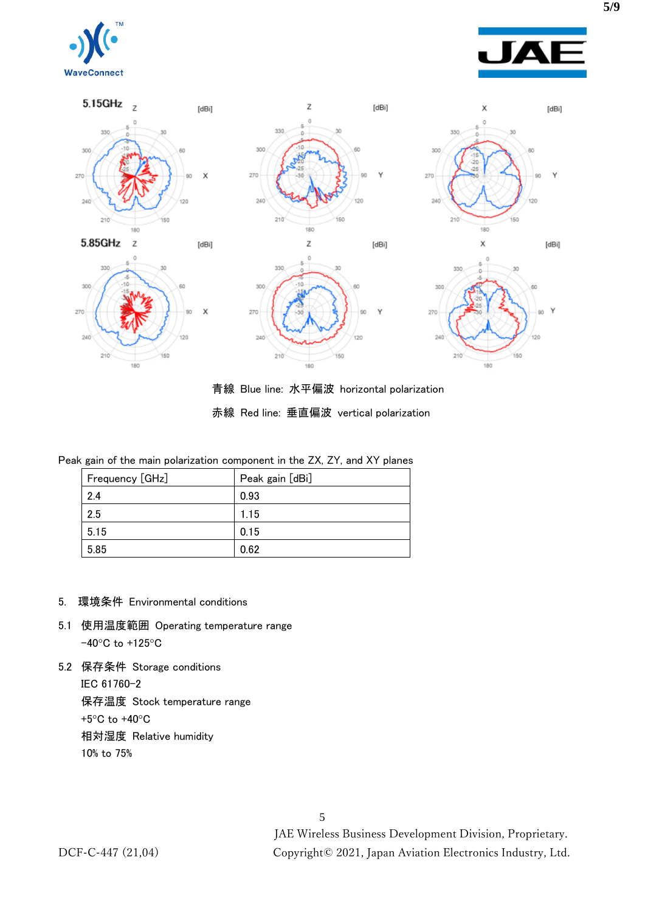青線 Blue line: 水平偏波 horizontal polarization

赤線 Red line: 垂直偏波 vertical polarization

Peak gain of the main polarization component in the ZX, ZY, and XY planes

| Frequency [GHz] | Peak gain [dBi] |
|---|---|
| 2.4 | 0.93 |
| 2.5 | 1.15 |
| 5.15 | 0.15 |
| 5.85 | 0.62 |

## 5. 環境条件 Environmental conditions

### 5.1 使用温度範囲 Operating temperature range

−40°C to +125°C

### 5.2 保存条件 Storage conditions

IEC 61760−2

保存温度 Stock temperature range

+5°C to +40°C

相対湿度 Relative humidity

10% to 75%

JAE Wireless Business Development Division, Proprietary.

DCF-C-447 (21,04) Copyright© 2021, Japan Aviation Electronics Industry, Ltd.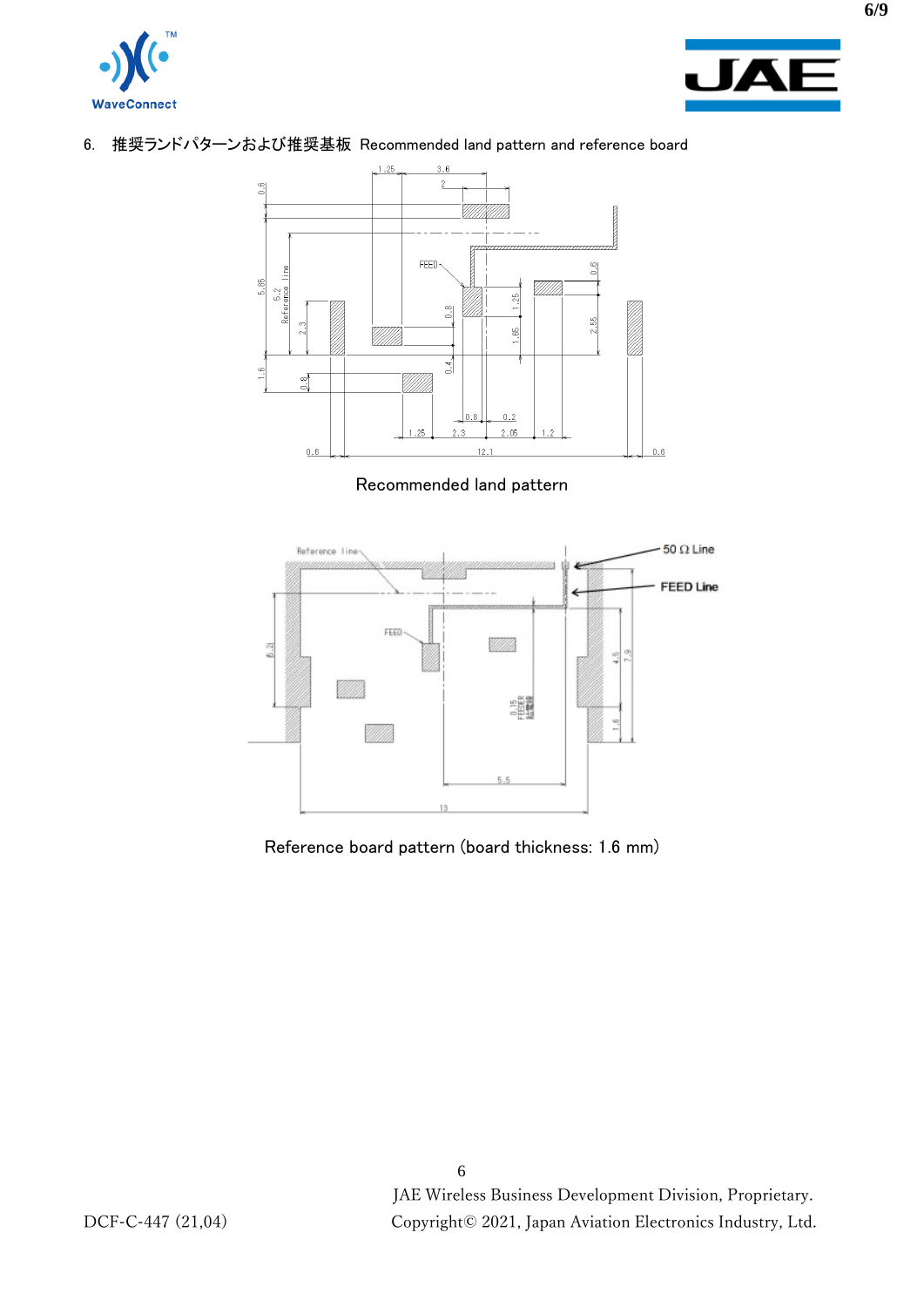## 6. 推奨ランドパターンおよび推奨基板 Recommended land pattern and reference board

Recommended land pattern

Reference board pattern (board thickness: 1.6 mm)

JAE Wireless Business Development Division, Proprietary.

DCF-C-447 (21,04) Copyright© 2021, Japan Aviation Electronics Industry, Ltd.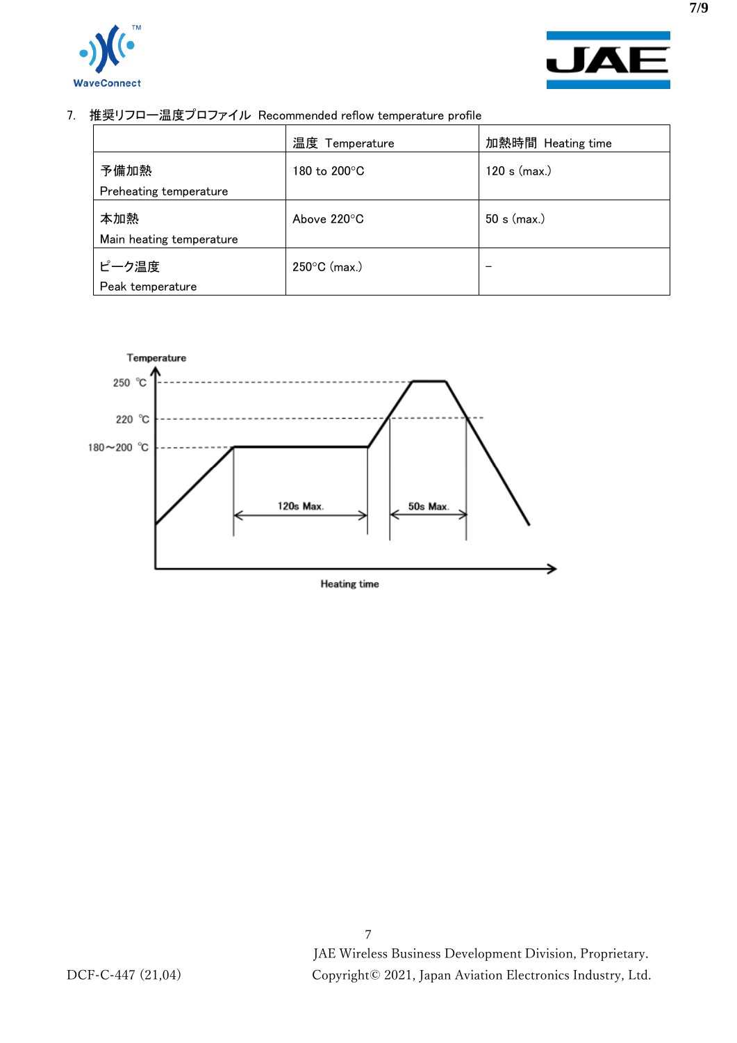## 7. 推奨リフロー温度プロファイル Recommended reflow temperature profile

| | 温度 Temperature | 加熱時間 Heating time |
|---|---|---|
| 予備加熱<br>Preheating temperature | 180 to 200°C | 120 s (max.) |
| 本加熱<br>Main heating temperature | Above 220°C | 50 s (max.) |
| ピーク温度<br>Peak temperature | 250°C (max.) | – |

Temperature

250 ℃

220 ℃

180～200 ℃

120s Max.

50s Max.

Heating time

JAE Wireless Business Development Division, Proprietary.

DCF-C-447 (21,04) Copyright© 2021, Japan Aviation Electronics Industry, Ltd.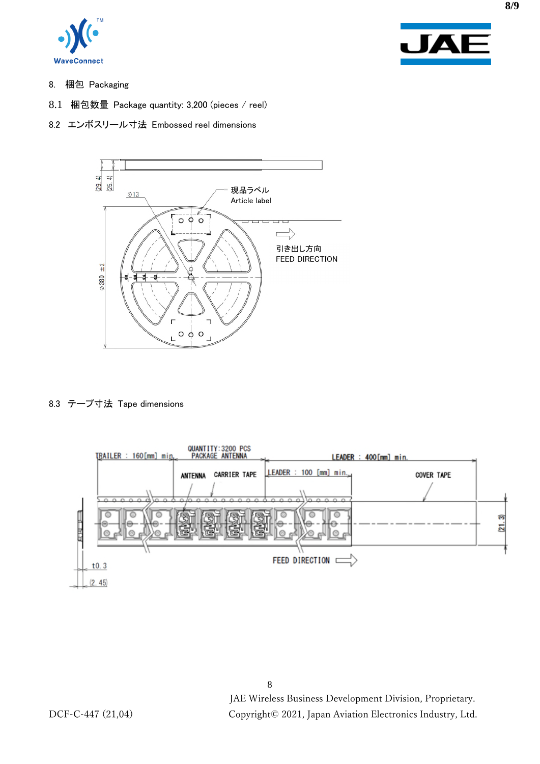## 8. 梱包 Packaging

### 8.1 梱包数量 Package quantity: 3,200 (pieces / reel)

### 8.2 エンボスリール寸法 Embossed reel dimensions

(29.4)

(25.4)

⌀13

現品ラベル
Article label

引き出し方向
FEED DIRECTION

⌀380 ±2

### 8.3 テープ寸法 Tape dimensions

TRAILER : 160[mm] min.

QUANTITY:3200 PCS
PACKAGE ANTENNA

LEADER : 400[mm] min.

ANTENNA

CARRIER TAPE

LEADER : 100 [mm] min.

COVER TAPE

(21.3)

t0.3

(2.45)

FEED DIRECTION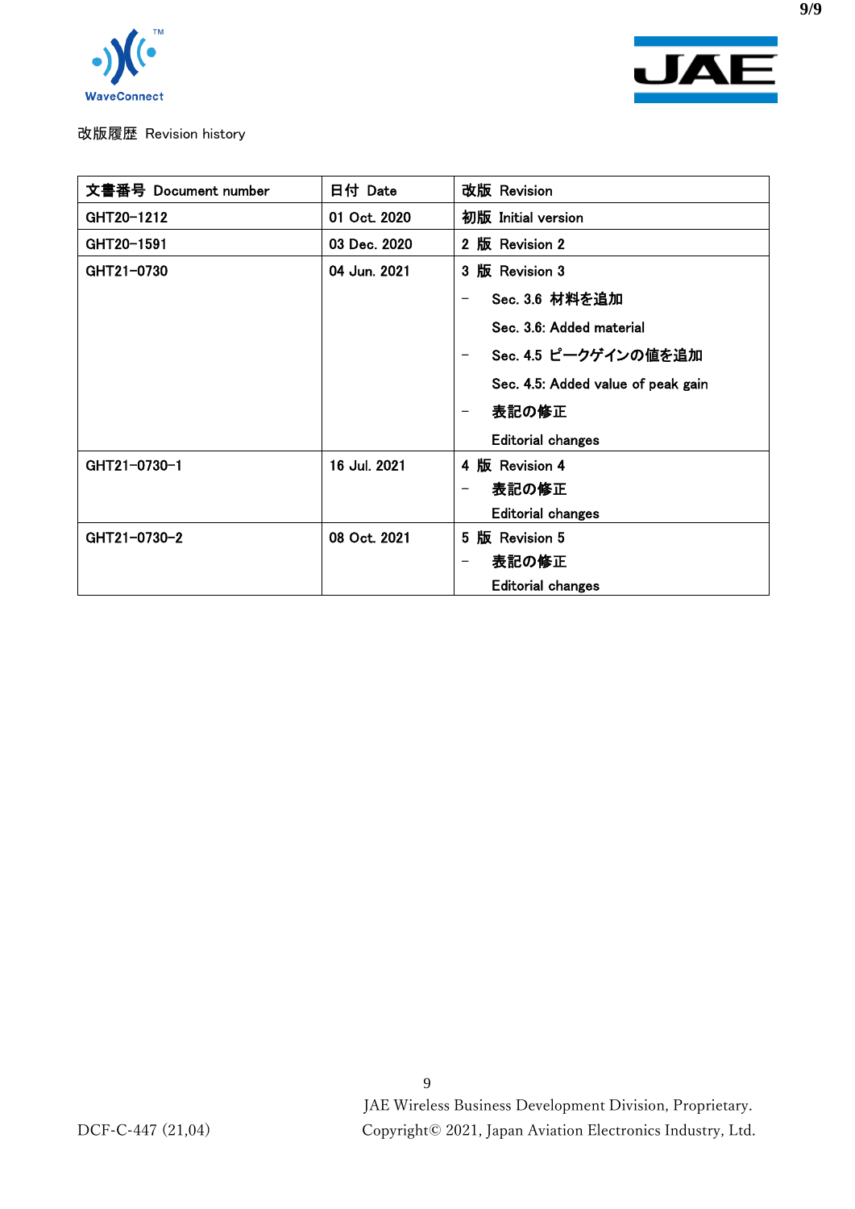改版履歴 Revision history

| 文書番号 Document number | 日付 Date | 改版 Revision |
|---|---|---|
| GHT20-1212 | 01 Oct. 2020 | 初版 Initial version |
| GHT20-1591 | 03 Dec. 2020 | 2 版 Revision 2 |
| GHT21-0730 | 04 Jun. 2021 | 3 版 Revision 3<br>－ Sec. 3.6 材料を追加<br>Sec. 3.6: Added material<br>－ Sec. 4.5 ピークゲインの値を追加<br>Sec. 4.5: Added value of peak gain<br>－ 表記の修正<br>Editorial changes |
| GHT21-0730-1 | 16 Jul. 2021 | 4 版 Revision 4<br>－ 表記の修正<br>Editorial changes |
| GHT21-0730-2 | 08 Oct. 2021 | 5 版 Revision 5<br>－ 表記の修正<br>Editorial changes |

JAE Wireless Business Development Division, Proprietary.

DCF-C-447 (21,04) Copyright© 2021, Japan Aviation Electronics Industry, Ltd.